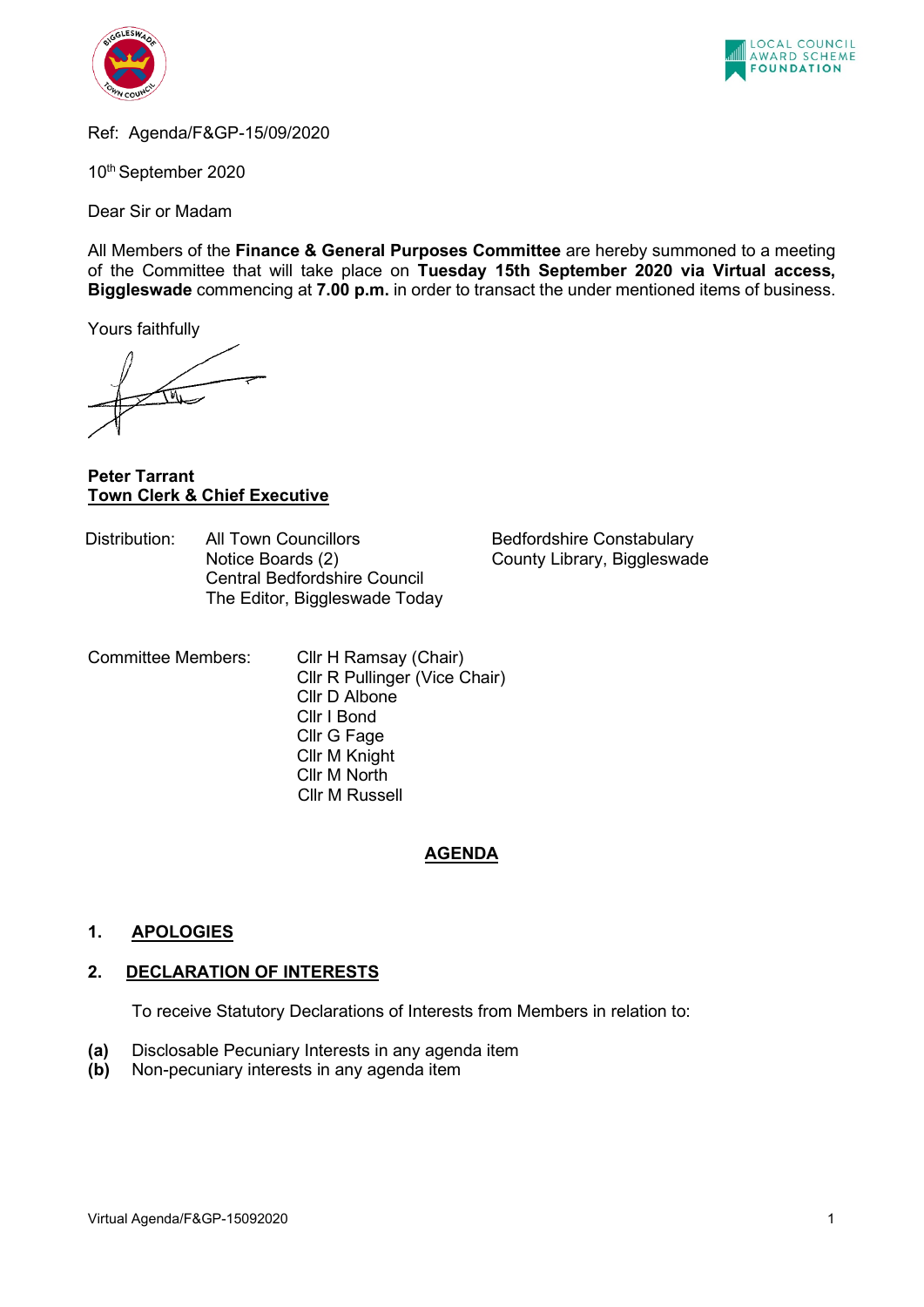Ref: Agenda/F&GP-15/09/2020

10th September 2020

Dear Sir or Madam

All Members of the **Finance & General Purposes Committee** are hereby summoned to a meeting of the Committee that will take place on **Tuesday 15th September 2020 via Virtual access, Biggleswade** commencing at **7.00 p.m.** in order to transact the under mentioned items of business.

Yours faithfully

**Peter Tarrant**
**Town Clerk & Chief Executive**

Distribution: All Town Councillors
Notice Boards (2)
Central Bedfordshire Council
The Editor, Biggleswade Today
Bedfordshire Constabulary
County Library, Biggleswade

Committee Members:
Cllr H Ramsay (Chair)
Cllr R Pullinger (Vice Chair)
Cllr D Albone
Cllr I Bond
Cllr G Fage
Cllr M Knight
Cllr M North
Cllr M Russell

## AGENDA

### 1. APOLOGIES

### 2. DECLARATION OF INTERESTS

To receive Statutory Declarations of Interests from Members in relation to:

**(a)** Disclosable Pecuniary Interests in any agenda item
**(b)** Non-pecuniary interests in any agenda item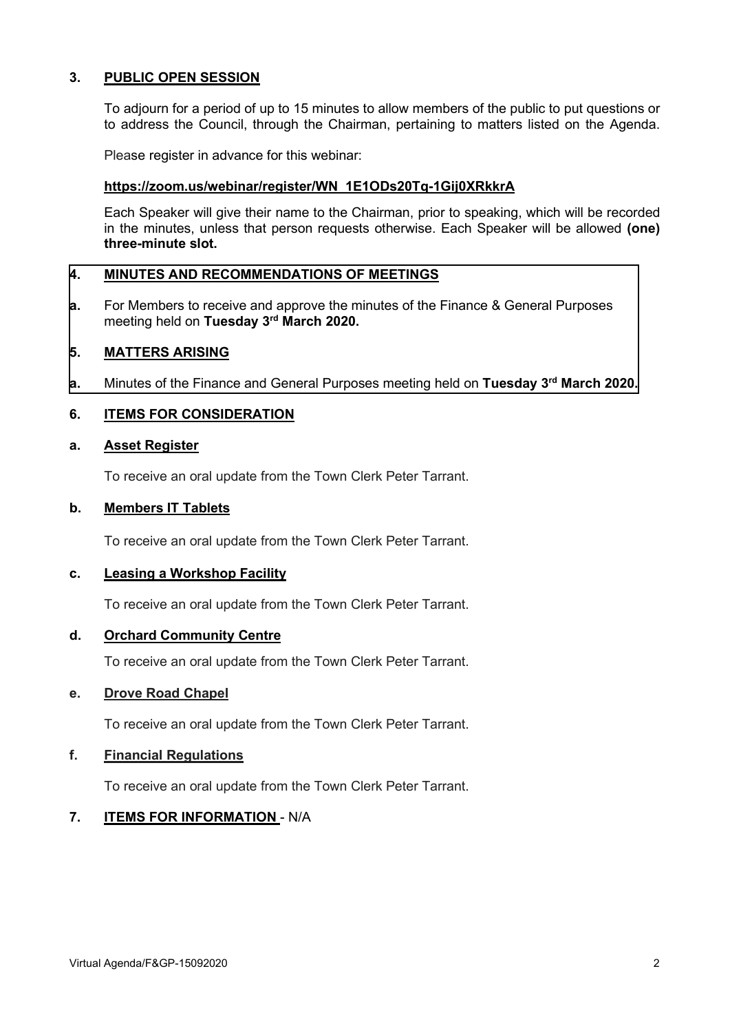## 3. PUBLIC OPEN SESSION

To adjourn for a period of up to 15 minutes to allow members of the public to put questions or to address the Council, through the Chairman, pertaining to matters listed on the Agenda.

Please register in advance for this webinar:

**https://zoom.us/webinar/register/WN_1E1ODs20Tq-1Gij0XRkkrA**

Each Speaker will give their name to the Chairman, prior to speaking, which will be recorded in the minutes, unless that person requests otherwise. Each Speaker will be allowed **(one) three-minute slot.**

## 4. MINUTES AND RECOMMENDATIONS OF MEETINGS

**a.** For Members to receive and approve the minutes of the Finance & General Purposes meeting held on **Tuesday 3rd March 2020.**

## 5. MATTERS ARISING

**a.** Minutes of the Finance and General Purposes meeting held on **Tuesday 3rd March 2020.**

## 6. ITEMS FOR CONSIDERATION

### a. Asset Register

To receive an oral update from the Town Clerk Peter Tarrant.

### b. Members IT Tablets

To receive an oral update from the Town Clerk Peter Tarrant.

### c. Leasing a Workshop Facility

To receive an oral update from the Town Clerk Peter Tarrant.

### d. Orchard Community Centre

To receive an oral update from the Town Clerk Peter Tarrant.

### e. Drove Road Chapel

To receive an oral update from the Town Clerk Peter Tarrant.

### f. Financial Regulations

To receive an oral update from the Town Clerk Peter Tarrant.

## 7. ITEMS FOR INFORMATION - N/A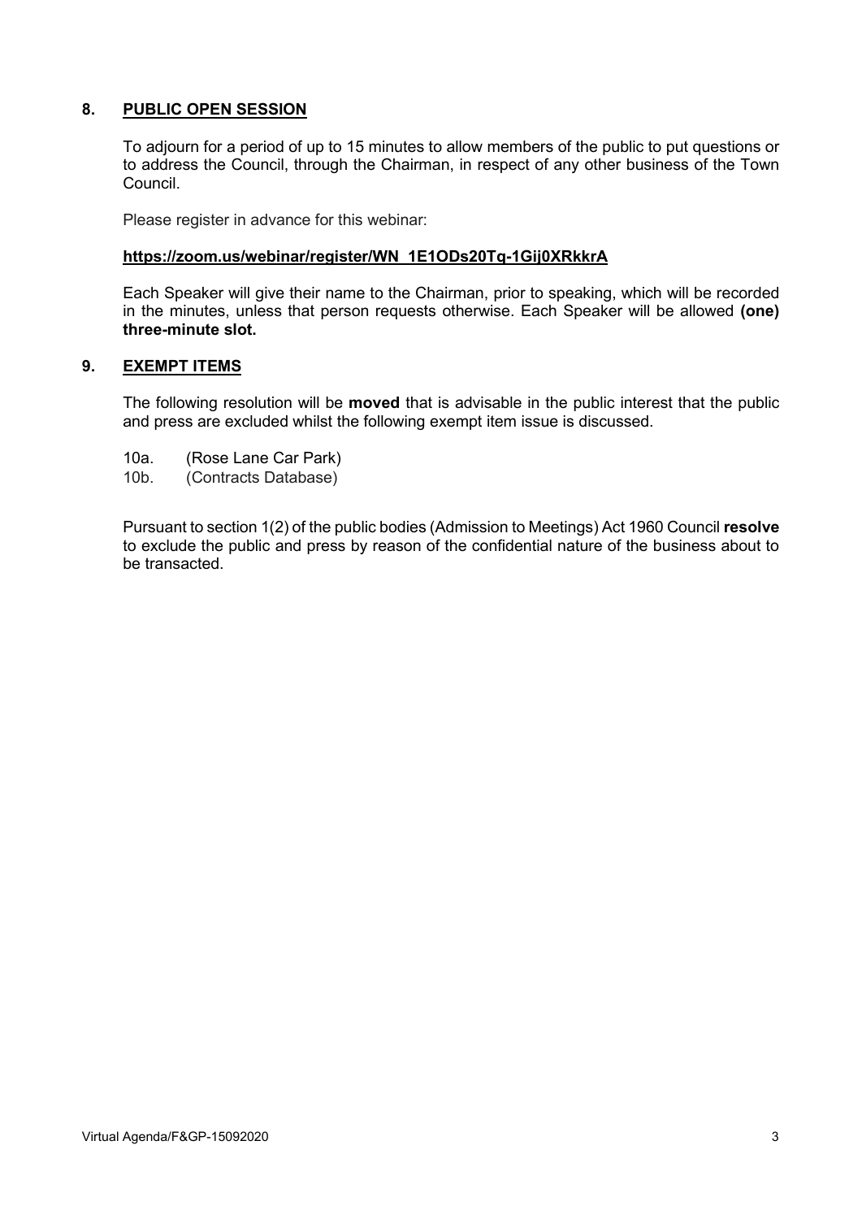## 8. PUBLIC OPEN SESSION

To adjourn for a period of up to 15 minutes to allow members of the public to put questions or to address the Council, through the Chairman, in respect of any other business of the Town Council.

Please register in advance for this webinar:

**https://zoom.us/webinar/register/WN_1E1ODs20Tq-1Gij0XRkkrA**

Each Speaker will give their name to the Chairman, prior to speaking, which will be recorded in the minutes, unless that person requests otherwise. Each Speaker will be allowed **(one) three-minute slot.**

## 9. EXEMPT ITEMS

The following resolution will be **moved** that is advisable in the public interest that the public and press are excluded whilst the following exempt item issue is discussed.

10a. (Rose Lane Car Park)
10b. (Contracts Database)

Pursuant to section 1(2) of the public bodies (Admission to Meetings) Act 1960 Council **resolve** to exclude the public and press by reason of the confidential nature of the business about to be transacted.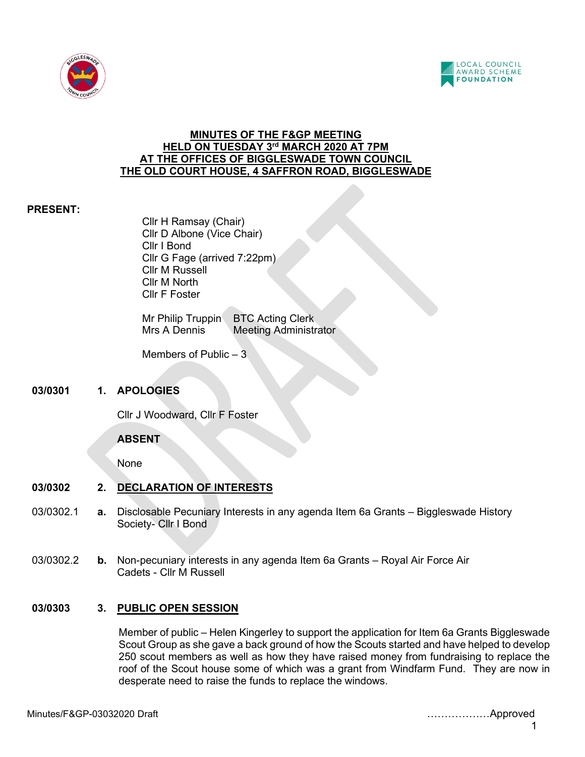# MINUTES OF THE F&GP MEETING HELD ON TUESDAY 3rd MARCH 2020 AT 7PM AT THE OFFICES OF BIGGLESWADE TOWN COUNCIL THE OLD COURT HOUSE, 4 SAFFRON ROAD, BIGGLESWADE

**PRESENT:**

Cllr H Ramsay (Chair)
Cllr D Albone (Vice Chair)
Cllr I Bond
Cllr G Fage (arrived 7:22pm)
Cllr M Russell
Cllr M North
Cllr F Foster

Mr Philip Truppin BTC Acting Clerk
Mrs A Dennis Meeting Administrator

Members of Public – 3

**03/0301 1. APOLOGIES**

Cllr J Woodward, Cllr F Foster

**ABSENT**

None

**03/0302 2. DECLARATION OF INTERESTS**

03/0302.1 **a.** Disclosable Pecuniary Interests in any agenda Item 6a Grants – Biggleswade History Society- Cllr I Bond

03/0302.2 **b.** Non-pecuniary interests in any agenda Item 6a Grants – Royal Air Force Air Cadets - Cllr M Russell

**03/0303 3. PUBLIC OPEN SESSION**

Member of public – Helen Kingerley to support the application for Item 6a Grants Biggleswade Scout Group as she gave a back ground of how the Scouts started and have helped to develop 250 scout members as well as how they have raised money from fundraising to replace the roof of the Scout house some of which was a grant from Windfarm Fund. They are now in desperate need to raise the funds to replace the windows.

Minutes/F&GP-03032020 Draft ………………Approved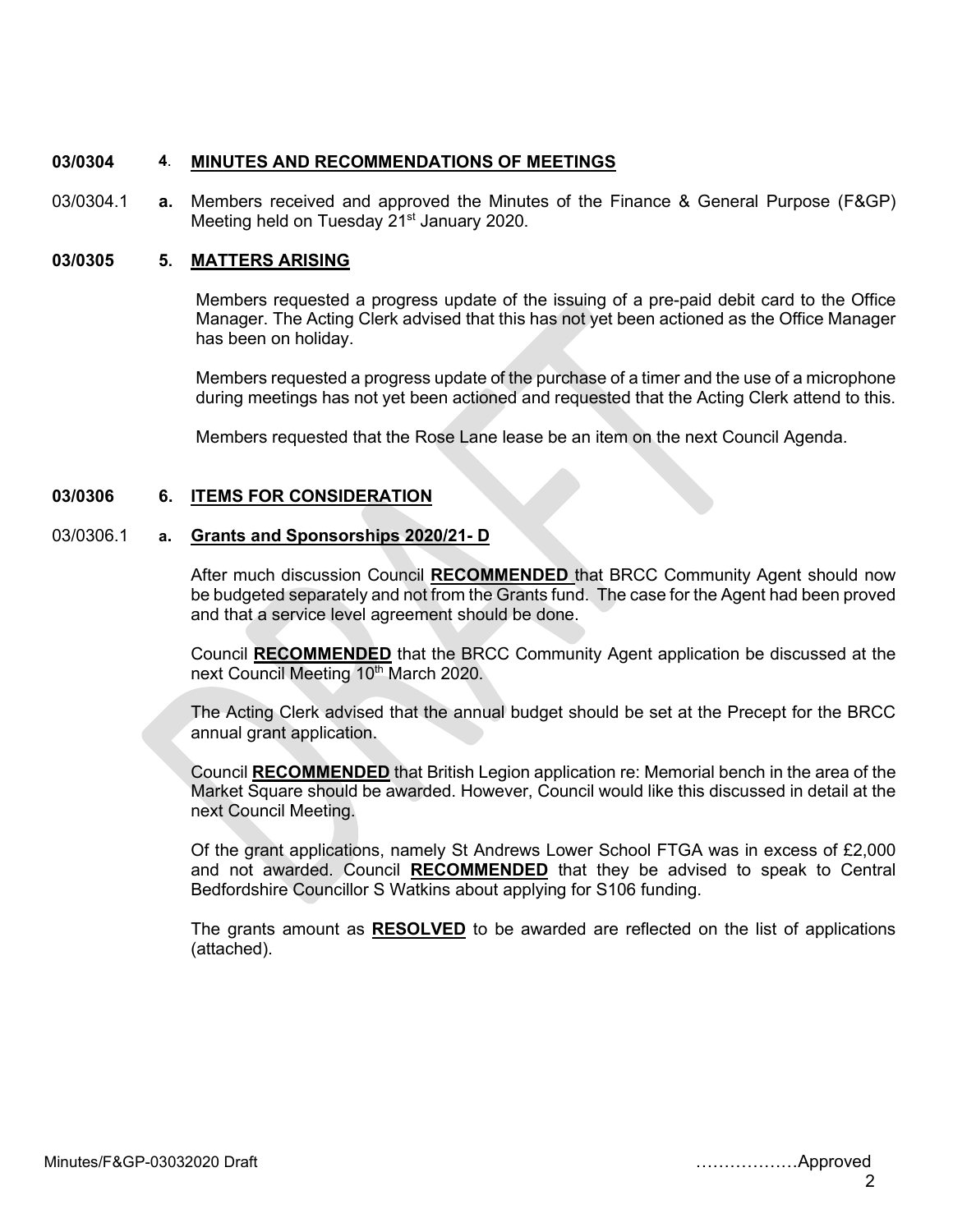**03/0304 4. MINUTES AND RECOMMENDATIONS OF MEETINGS**

03/0304.1 **a.** Members received and approved the Minutes of the Finance & General Purpose (F&GP) Meeting held on Tuesday 21st January 2020.

**03/0305 5. MATTERS ARISING**

Members requested a progress update of the issuing of a pre-paid debit card to the Office Manager. The Acting Clerk advised that this has not yet been actioned as the Office Manager has been on holiday.

Members requested a progress update of the purchase of a timer and the use of a microphone during meetings has not yet been actioned and requested that the Acting Clerk attend to this.

Members requested that the Rose Lane lease be an item on the next Council Agenda.

**03/0306 6. ITEMS FOR CONSIDERATION**

03/0306.1 **a. Grants and Sponsorships 2020/21- D**

After much discussion Council **RECOMMENDED** that BRCC Community Agent should now be budgeted separately and not from the Grants fund. The case for the Agent had been proved and that a service level agreement should be done.

Council **RECOMMENDED** that the BRCC Community Agent application be discussed at the next Council Meeting 10th March 2020.

The Acting Clerk advised that the annual budget should be set at the Precept for the BRCC annual grant application.

Council **RECOMMENDED** that British Legion application re: Memorial bench in the area of the Market Square should be awarded. However, Council would like this discussed in detail at the next Council Meeting.

Of the grant applications, namely St Andrews Lower School FTGA was in excess of £2,000 and not awarded. Council **RECOMMENDED** that they be advised to speak to Central Bedfordshire Councillor S Watkins about applying for S106 funding.

The grants amount as **RESOLVED** to be awarded are reflected on the list of applications (attached).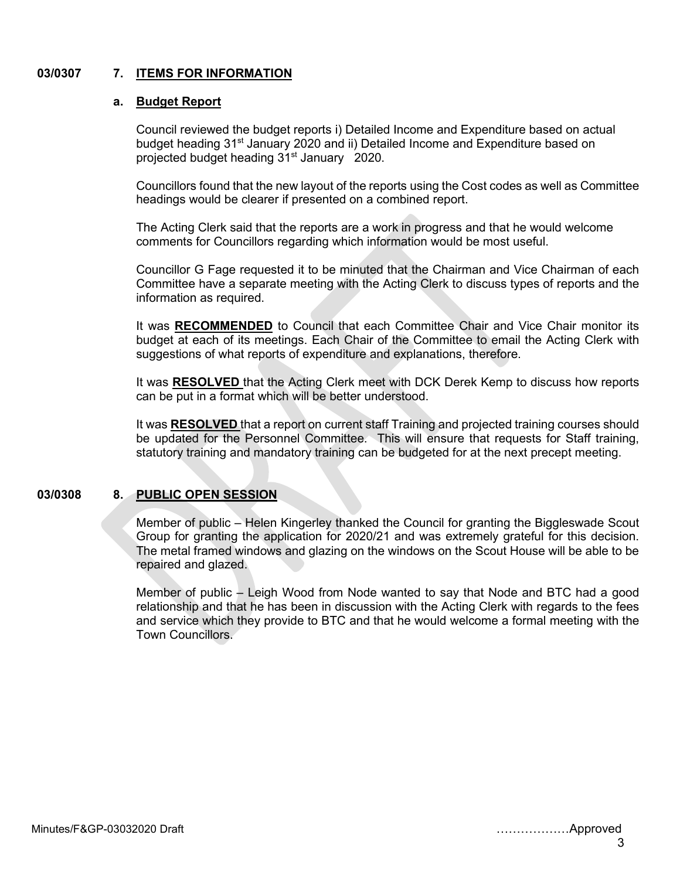**03/0307 7. ITEMS FOR INFORMATION**

**a. Budget Report**

Council reviewed the budget reports i) Detailed Income and Expenditure based on actual budget heading 31st January 2020 and ii) Detailed Income and Expenditure based on projected budget heading 31st January 2020.

Councillors found that the new layout of the reports using the Cost codes as well as Committee headings would be clearer if presented on a combined report.

The Acting Clerk said that the reports are a work in progress and that he would welcome comments for Councillors regarding which information would be most useful.

Councillor G Fage requested it to be minuted that the Chairman and Vice Chairman of each Committee have a separate meeting with the Acting Clerk to discuss types of reports and the information as required.

It was **RECOMMENDED** to Council that each Committee Chair and Vice Chair monitor its budget at each of its meetings. Each Chair of the Committee to email the Acting Clerk with suggestions of what reports of expenditure and explanations, therefore.

It was **RESOLVED** that the Acting Clerk meet with DCK Derek Kemp to discuss how reports can be put in a format which will be better understood.

It was **RESOLVED** that a report on current staff Training and projected training courses should be updated for the Personnel Committee. This will ensure that requests for Staff training, statutory training and mandatory training can be budgeted for at the next precept meeting.

**03/0308 8. PUBLIC OPEN SESSION**

Member of public – Helen Kingerley thanked the Council for granting the Biggleswade Scout Group for granting the application for 2020/21 and was extremely grateful for this decision. The metal framed windows and glazing on the windows on the Scout House will be able to be repaired and glazed.

Member of public – Leigh Wood from Node wanted to say that Node and BTC had a good relationship and that he has been in discussion with the Acting Clerk with regards to the fees and service which they provide to BTC and that he would welcome a formal meeting with the Town Councillors.

Minutes/F&GP-03032020 Draft ………………Approved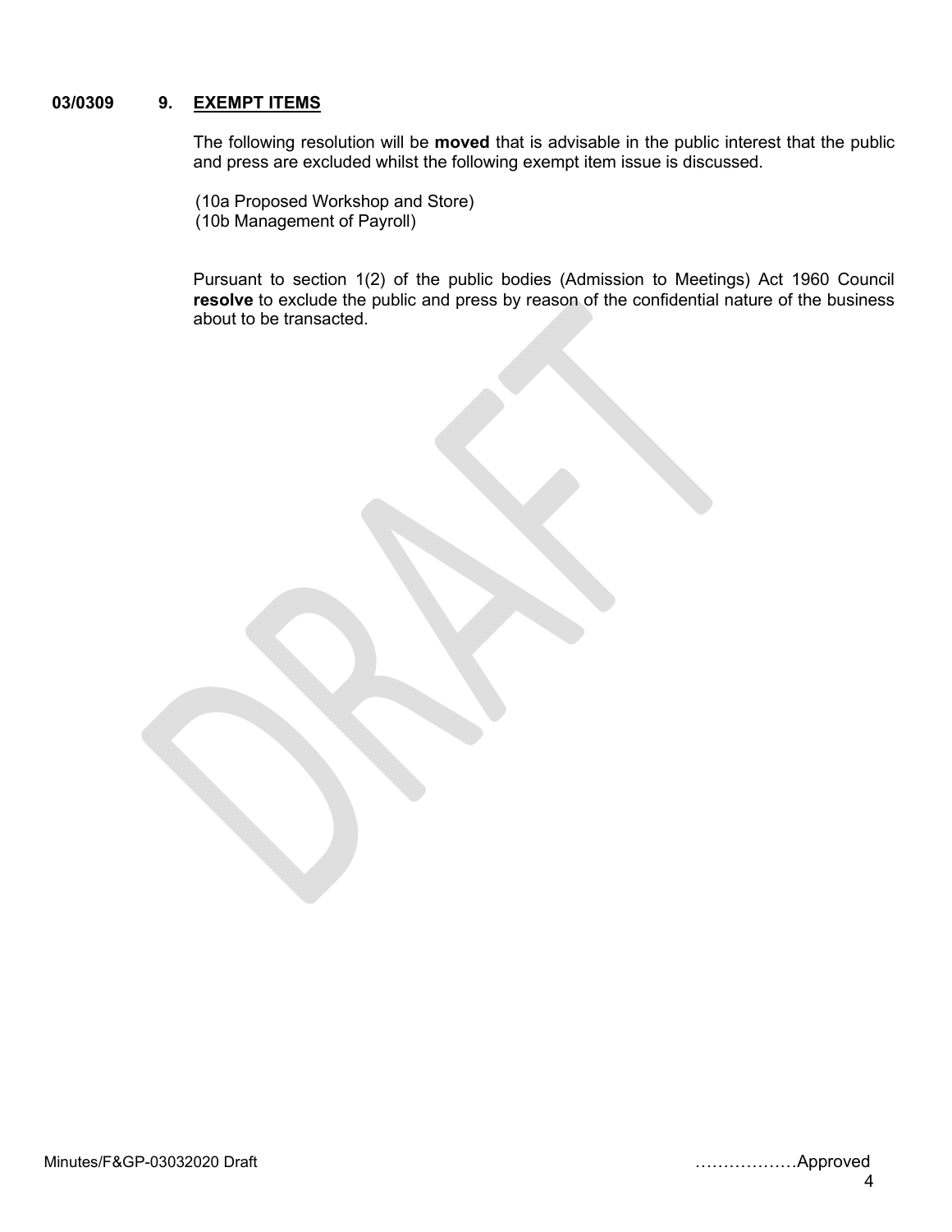**03/0309** **9. EXEMPT ITEMS**

The following resolution will be **moved** that is advisable in the public interest that the public and press are excluded whilst the following exempt item issue is discussed.

(10a Proposed Workshop and Store)
(10b Management of Payroll)

Pursuant to section 1(2) of the public bodies (Admission to Meetings) Act 1960 Council **resolve** to exclude the public and press by reason of the confidential nature of the business about to be transacted.